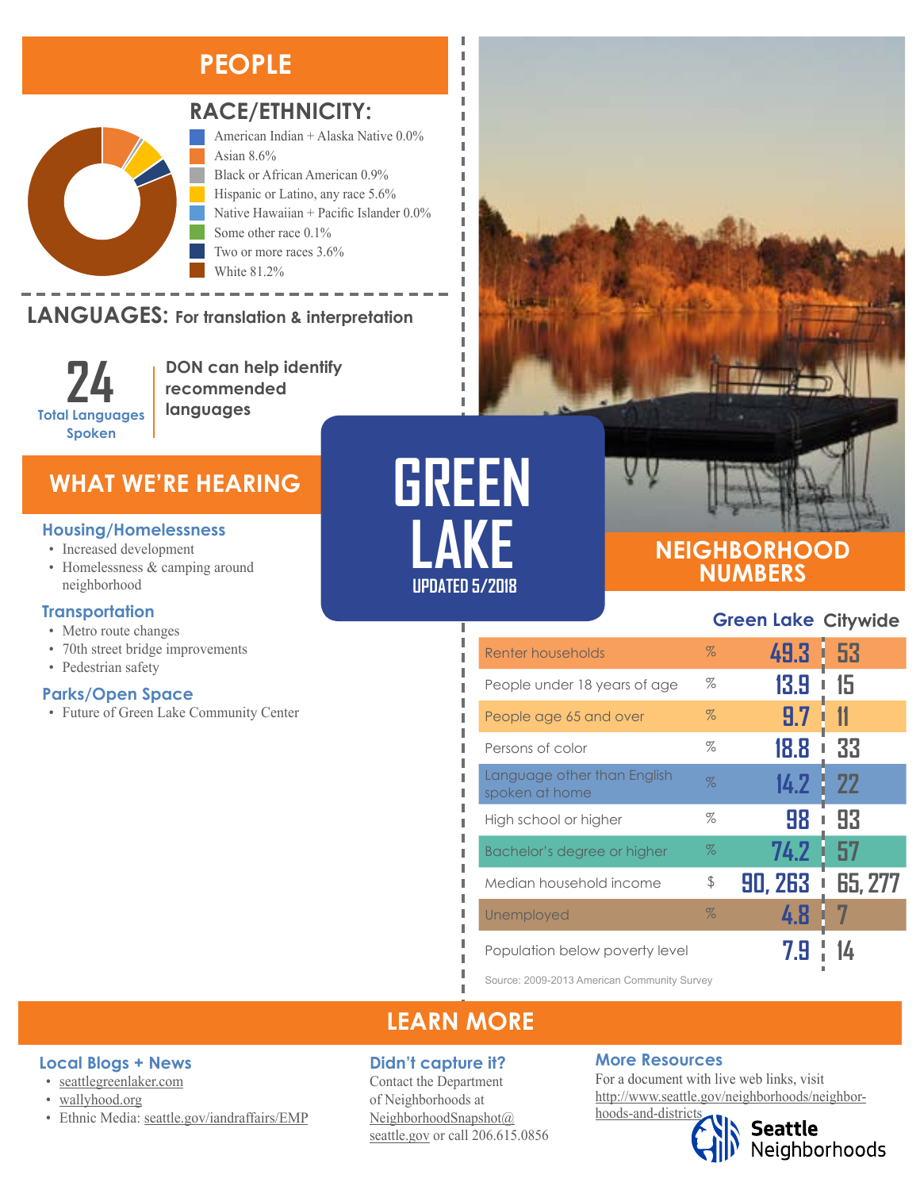# GREEN LAKE

UPDATED 5/2018

## PEOPLE

### RACE/ETHNICITY:

- American Indian + Alaska Native 0.0%
- Asian 8.6%
- Black or African American 0.9%
- Hispanic or Latino, any race 5.6%
- Native Hawaiian + Pacific Islander 0.0%
- Some other race 0.1%
- Two or more races 3.6%
- White 81.2%

### LANGUAGES: For translation & interpretation

**24** Total Languages Spoken

DON can help identify recommended languages

## WHAT WE'RE HEARING

### Housing/Homelessness

- Increased development
- Homelessness & camping around neighborhood

### Transportation

- Metro route changes
- 70th street bridge improvements
- Pedestrian safety

### Parks/Open Space

- Future of Green Lake Community Center

## NEIGHBORHOOD NUMBERS

| | | Green Lake | Citywide |
|---|---|---|---|
| Renter households | % | 49.3 | 53 |
| People under 18 years of age | % | 13.9 | 15 |
| People age 65 and over | % | 9.7 | 11 |
| Persons of color | % | 18.8 | 33 |
| Language other than English spoken at home | % | 14.2 | 22 |
| High school or higher | % | 98 | 93 |
| Bachelor's degree or higher | % | 74.2 | 57 |
| Median household income | $ | 90, 263 | 65, 277 |
| Unemployed | % | 4.8 | 7 |
| Population below poverty level | | 7.9 | 14 |

Source: 2009-2013 American Community Survey

## LEARN MORE

### Local Blogs + News

- seattlegreenlaker.com
- wallyhood.org
- Ethnic Media: seattle.gov/iandraffairs/EMP

### Didn't capture it?

Contact the Department of Neighborhoods at NeighborhoodSnapshot@seattle.gov or call 206.615.0856

### More Resources

For a document with live web links, visit http://www.seattle.gov/neighborhoods/neighborhoods-and-districts

Seattle Neighborhoods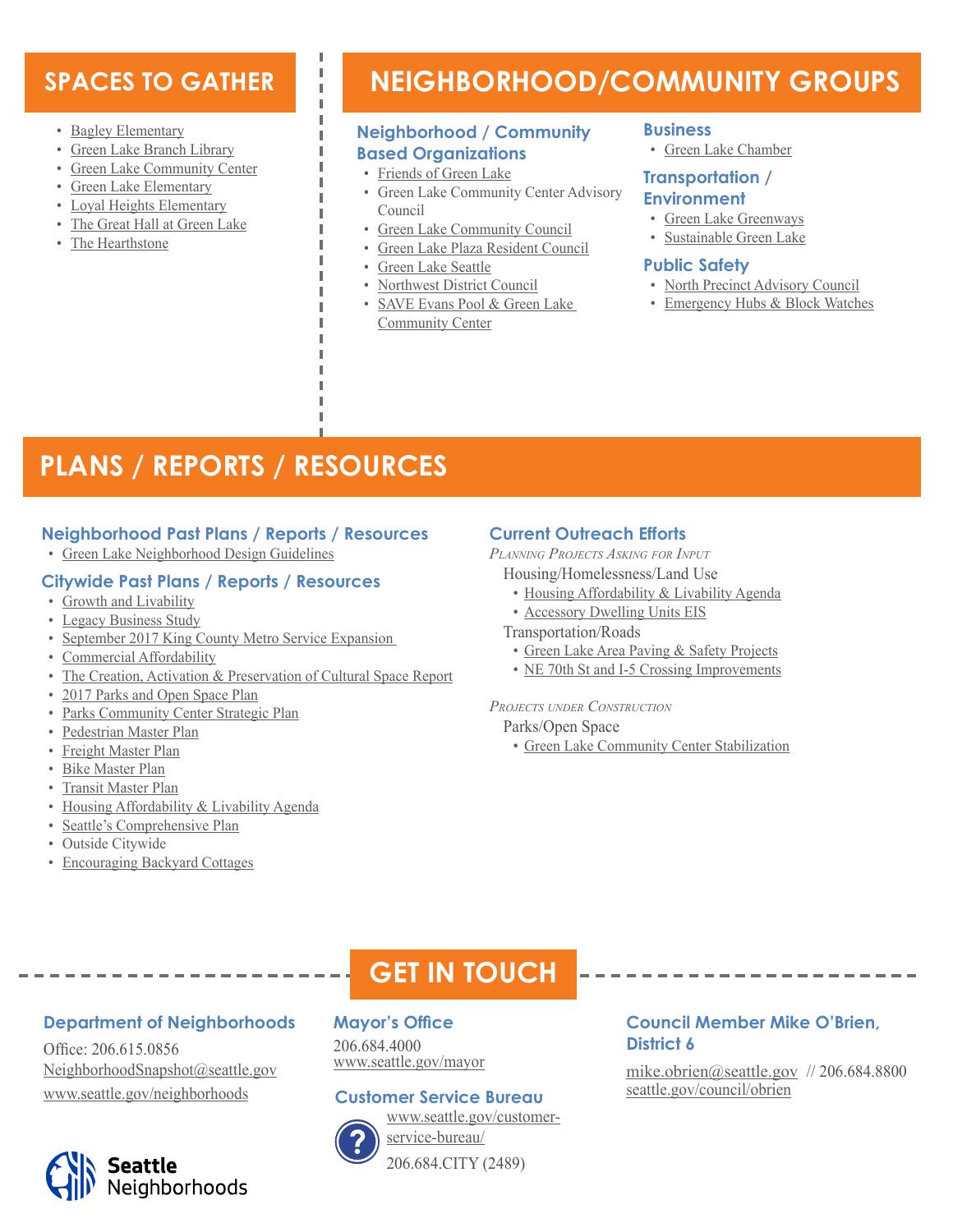## SPACES TO GATHER

- Bagley Elementary
- Green Lake Branch Library
- Green Lake Community Center
- Green Lake Elementary
- Loyal Heights Elementary
- The Great Hall at Green Lake
- The Hearthstone

## NEIGHBORHOOD/COMMUNITY GROUPS

### Neighborhood / Community Based Organizations

- Friends of Green Lake
- Green Lake Community Center Advisory Council
- Green Lake Community Council
- Green Lake Plaza Resident Council
- Green Lake Seattle
- Northwest District Council
- SAVE Evans Pool & Green Lake Community Center

### Business

- Green Lake Chamber

### Transportation / Environment

- Green Lake Greenways
- Sustainable Green Lake

### Public Safety

- North Precinct Advisory Council
- Emergency Hubs & Block Watches

## PLANS / REPORTS / RESOURCES

### Neighborhood Past Plans / Reports / Resources

- Green Lake Neighborhood Design Guidelines

### Citywide Past Plans / Reports / Resources

- Growth and Livability
- Legacy Business Study
- September 2017 King County Metro Service Expansion
- Commercial Affordability
- The Creation, Activation & Preservation of Cultural Space Report
- 2017 Parks and Open Space Plan
- Parks Community Center Strategic Plan
- Pedestrian Master Plan
- Freight Master Plan
- Bike Master Plan
- Transit Master Plan
- Housing Affordability & Livability Agenda
- Seattle's Comprehensive Plan
- Outside Citywide
- Encouraging Backyard Cottages

### Current Outreach Efforts

*Planning Projects Asking for Input*

Housing/Homelessness/Land Use

- Housing Affordability & Livability Agenda
- Accessory Dwelling Units EIS

Transportation/Roads

- Green Lake Area Paving & Safety Projects
- NE 70th St and I-5 Crossing Improvements

*Projects under Construction*

Parks/Open Space

- Green Lake Community Center Stabilization

## GET IN TOUCH

### Department of Neighborhoods

Office: 206.615.0856
NeighborhoodSnapshot@seattle.gov
www.seattle.gov/neighborhoods

### Mayor's Office

206.684.4000
www.seattle.gov/mayor

### Customer Service Bureau

www.seattle.gov/customer-service-bureau/
206.684.CITY (2489)

### Council Member Mike O'Brien, District 6

mike.obrien@seattle.gov // 206.684.8800
seattle.gov/council/obrien

Seattle Neighborhoods